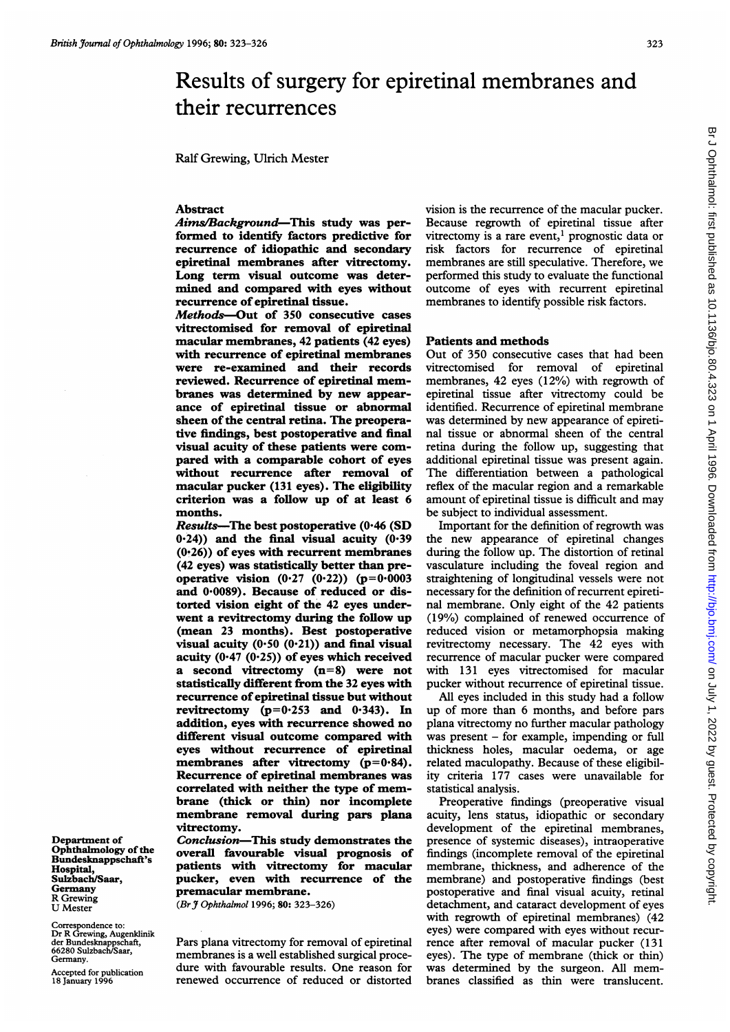# Results of surgery for epiretinal membranes and their recurrences

Ralf Grewing, Ulrich Mester

## Abstract

***Aims/Background***—This study was performed to identify factors predictive for recurrence of idiopathic and secondary epiretinal membranes after vitrectomy. Long term visual outcome was determined and compared with eyes without recurrence of epiretinal tissue.

***Methods***—Out of 350 consecutive cases vitrectomised for removal of epiretinal macular membranes, 42 patients (42 eyes) with recurrence of epiretinal membranes were re-examined and their records reviewed. Recurrence of epiretinal membranes was determined by new appearance of epiretinal tissue or abnormal sheen of the central retina. The preoperative findings, best postoperative and final visual acuity of these patients were compared with a comparable cohort of eyes without recurrence after removal of macular pucker (131 eyes). The eligibility criterion was a follow up of at least 6 months.

***Results***—The best postoperative (0·46 (SD 0·24)) and the final visual acuity (0·39 (0·26)) of eyes with recurrent membranes (42 eyes) was statistically better than preoperative vision (0·27 (0·22)) ($p=0·0003$ and 0·0089). Because of reduced or distorted vision eight of the 42 eyes underwent a revitrectomy during the follow up (mean 23 months). Best postoperative visual acuity (0·50 (0·21)) and final visual acuity (0·47 (0·25)) of eyes which received a second vitrectomy ($n=8$) were not statistically different from the 32 eyes with recurrence of epiretinal tissue but without revitrectomy ($p=0·253$ and 0·343). In addition, eyes with recurrence showed no different visual outcome compared with eyes without recurrence of epiretinal membranes after vitrectomy ($p=0·84$). Recurrence of epiretinal membranes was correlated with neither the type of membrane (thick or thin) nor incomplete membrane removal during pars plana vitrectomy.

***Conclusion***—This study demonstrates the overall favourable visual prognosis of patients with vitrectomy for macular pucker, even with recurrence of the premacular membrane.

(*Br J Ophthalmol* 1996; **80**: 323–326)

Department of Ophthalmology of the Bundesknappschaft's Hospital, Sulzbach/Saar, Germany
R Grewing
U Mester

Correspondence to: Dr R Grewing, Augenklinik der Bundesknappschaft, 66280 Sulzbach/Saar, Germany.

Accepted for publication 18 January 1996

Pars plana vitrectomy for removal of epiretinal membranes is a well established surgical procedure with favourable results. One reason for renewed occurrence of reduced or distorted vision is the recurrence of the macular pucker. Because regrowth of epiretinal tissue after vitrectomy is a rare event,[1] prognostic data or risk factors for recurrence of epiretinal membranes are still speculative. Therefore, we performed this study to evaluate the functional outcome of eyes with recurrent epiretinal membranes to identify possible risk factors.

## Patients and methods

Out of 350 consecutive cases that had been vitrectomised for removal of epiretinal membranes, 42 eyes (12%) with regrowth of epiretinal tissue after vitrectomy could be identified. Recurrence of epiretinal membrane was determined by new appearance of epiretinal tissue or abnormal sheen of the central retina during the follow up, suggesting that additional epiretinal tissue was present again. The differentiation between a pathological reflex of the macular region and a remarkable amount of epiretinal tissue is difficult and may be subject to individual assessment.

Important for the definition of regrowth was the new appearance of epiretinal changes during the follow up. The distortion of retinal vasculature including the foveal region and straightening of longitudinal vessels were not necessary for the definition of recurrent epiretinal membrane. Only eight of the 42 patients (19%) complained of renewed occurrence of reduced vision or metamorphopsia making revitrectomy necessary. The 42 eyes with recurrence of macular pucker were compared with 131 eyes vitrectomised for macular pucker without recurrence of epiretinal tissue.

All eyes included in this study had a follow up of more than 6 months, and before pars plana vitrectomy no further macular pathology was present – for example, impending or full thickness holes, macular oedema, or age related maculopathy. Because of these eligibility criteria 177 cases were unavailable for statistical analysis.

Preoperative findings (preoperative visual acuity, lens status, idiopathic or secondary development of the epiretinal membranes, presence of systemic diseases), intraoperative findings (incomplete removal of the epiretinal membrane, thickness, and adherence of the membrane) and postoperative findings (best postoperative and final visual acuity, retinal detachment, and cataract development of eyes with regrowth of epiretinal membranes) (42 eyes) were compared with eyes without recurrence after removal of macular pucker (131 eyes). The type of membrane (thick or thin) was determined by the surgeon. All membranes classified as thin were translucent.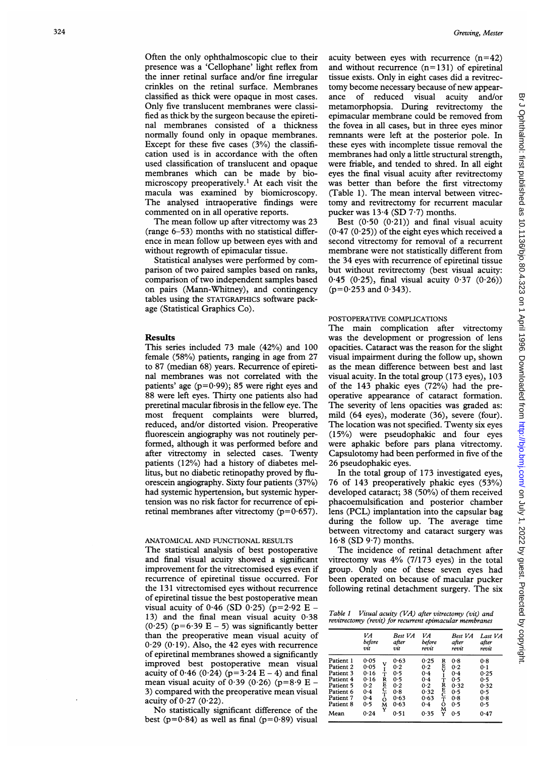Often the only ophthalmoscopic clue to their presence was a 'Cellophane' light reflex from the inner retinal surface and/or fine irregular crinkles on the retinal surface. Membranes classified as thick were opaque in most cases. Only five translucent membranes were classified as thick by the surgeon because the epiretinal membranes consisted of a thickness normally found only in opaque membranes. Except for these five cases (3%) the classification used is in accordance with the often used classification of translucent and opaque membranes which can be made by biomicroscopy preoperatively.[1] At each visit the macula was examined by biomicroscopy. The analysed intraoperative findings were commented on in all operative reports.

The mean follow up after vitrectomy was 23 (range 6–53) months with no statistical difference in mean follow up between eyes with and without regrowth of epimacular tissue.

Statistical analyses were performed by comparison of two paired samples based on ranks, comparison of two independent samples based on pairs (Mann-Whitney), and contingency tables using the STATGRAPHICS software package (Statistical Graphics Co).

## Results

This series included 73 male (42%) and 100 female (58%) patients, ranging in age from 27 to 87 (median 68) years. Recurrence of epiretinal membranes was not correlated with the patients' age ($p=0.99$); 85 were right eyes and 88 were left eyes. Thirty one patients also had preretinal macular fibrosis in the fellow eye. The most frequent complaints were blurred, reduced, and/or distorted vision. Preoperative fluorescein angiography was not routinely performed, although it was performed before and after vitrectomy in selected cases. Twenty patients (12%) had a history of diabetes mellitus, but no diabetic retinopathy proved by fluorescein angiography. Sixty four patients (37%) had systemic hypertension, but systemic hypertension was no risk factor for recurrence of epiretinal membranes after vitrectomy ($p=0.657$).

### ANATOMICAL AND FUNCTIONAL RESULTS

The statistical analysis of best postoperative and final visual acuity showed a significant improvement for the vitrectomised eyes even if recurrence of epiretinal tissue occurred. For the 131 vitrectomised eyes without recurrence of epiretinal tissue the best postoperative mean visual acuity of 0·46 (SD 0·25) ($p=2.92$ E − 13) and the final mean visual acuity 0·38 (0·25) ($p=6.39$ E − 5) was significantly better than the preoperative mean visual acuity of 0·29 (0·19). Also, the 42 eyes with recurrence of epiretinal membranes showed a significantly improved best postoperative mean visual acuity of 0·46 (0·24) ($p=3.24$ E − 4) and final mean visual acuity of 0·39 (0·26) ($p=8.9$ E − 3) compared with the preoperative mean visual acuity of 0·27 (0·22).

No statistically significant difference of the best ($p=0.84$) as well as final ($p=0.89$) visual acuity between eyes with recurrence ($n=42$) and without recurrence ($n=131$) of epiretinal tissue exists. Only in eight cases did a revitrectomy become necessary because of new appearance of reduced visual acuity and/or metamorphopsia. During revitrectomy the epimacular membrane could be removed from the fovea in all cases, but in three eyes minor remnants were left at the posterior pole. In these eyes with incomplete tissue removal the membranes had only a little structural strength, were friable, and tended to shred. In all eight eyes the final visual acuity after revitrectomy was better than before the first vitrectomy (Table 1). The mean interval between vitrectomy and revitrectomy for recurrent macular pucker was 13·4 (SD 7·7) months.

Best (0·50 (0·21)) and final visual acuity (0·47 (0·25)) of the eight eyes which received a second vitrectomy for removal of a recurrent membrane were not statistically different from the 34 eyes with recurrence of epiretinal tissue but without revitrectomy (best visual acuity: 0·45 (0·25), final visual acuity 0·37 (0·26)) ($p=0.253$ and 0·343).

### POSTOPERATIVE COMPLICATIONS

The main complication after vitrectomy was the development or progression of lens opacities. Cataract was the reason for the slight visual impairment during the follow up, shown as the mean difference between best and last visual acuity. In the total group (173 eyes), 103 of the 143 phakic eyes (72%) had the preoperative appearance of cataract formation. The severity of lens opacities was graded as: mild (64 eyes), moderate (36), severe (four). The location was not specified. Twenty six eyes (15%) were pseudophakic and four eyes were aphakic before pars plana vitrectomy. Capsulotomy had been performed in five of the 26 pseudophakic eyes.

In the total group of 173 investigated eyes, 76 of 143 preoperatively phakic eyes (53%) developed cataract; 38 (50%) of them received phacoemulsification and posterior chamber lens (PCL) implantation into the capsular bag during the follow up. The average time between vitrectomy and cataract surgery was 16·8 (SD 9·7) months.

The incidence of retinal detachment after vitrectomy was 4% (7/173 eyes) in the total group. Only one of these seven eyes had been operated on because of macular pucker following retinal detachment surgery. The six

*Table 1 Visual acuity (VA) after vitrectomy (vit) and revitrectomy (revit) for recurrent epimacular membranes*

| | VA before vit | | Best VA after vit | VA before revit | | Best VA after revit | Last VA after revit |
|---|---|---|---|---|---|---|---|
| Patient 1 | 0·05 | VITRECTOMY | 0·63 | 0·25 | REVITRECTOMY | 0·8 | 0·8 |
| Patient 2 | 0·05 | | 0·2 | 0·2 | | 0·2 | 0·1 |
| Patient 3 | 0·16 | | 0·5 | 0·4 | | 0·4 | 0·25 |
| Patient 4 | 0·16 | | 0·5 | 0·4 | | 0·5 | 0·5 |
| Patient 5 | 0·2 | | 0·2 | 0·2 | | 0·32 | 0·32 |
| Patient 6 | 0·4 | | 0·8 | 0·32 | | 0·5 | 0·5 |
| Patient 7 | 0·4 | | 0·63 | 0·63 | | 0·8 | 0·8 |
| Patient 8 | 0·5 | | 0·63 | 0·4 | | 0·5 | 0·5 |
| Mean | 0·24 | | 0·51 | 0·35 | | 0·5 | 0·47 |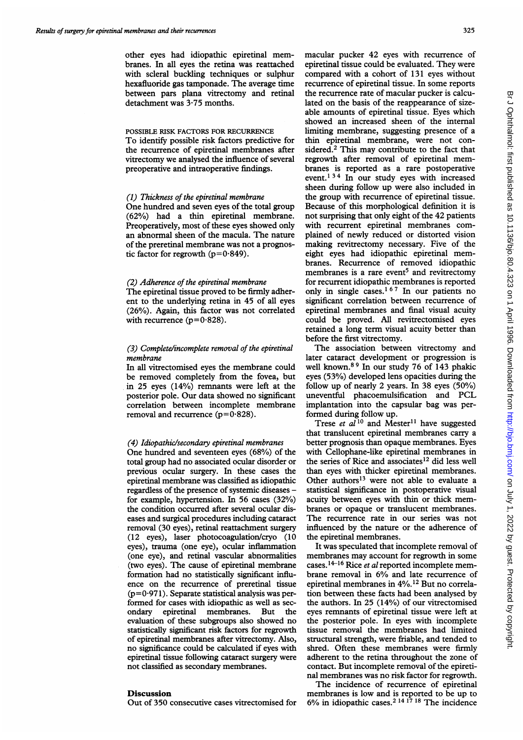other eyes had idiopathic epiretinal membranes. In all eyes the retina was reattached with scleral buckling techniques or sulphur hexafluoride gas tamponade. The average time between pars plana vitrectomy and retinal detachment was 3·75 months.

### POSSIBLE RISK FACTORS FOR RECURRENCE

To identify possible risk factors predictive for the recurrence of epiretinal membranes after vitrectomy we analysed the influence of several preoperative and intraoperative findings.

#### *(1) Thickness of the epiretinal membrane*

One hundred and seven eyes of the total group (62%) had a thin epiretinal membrane. Preoperatively, most of these eyes showed only an abnormal sheen of the macula. The nature of the preretinal membrane was not a prognostic factor for regrowth ($p=0.849$).

#### *(2) Adherence of the epiretinal membrane*

The epiretinal tissue proved to be firmly adherent to the underlying retina in 45 of all eyes (26%). Again, this factor was not correlated with recurrence ($p=0.828$).

#### *(3) Complete/incomplete removal of the epiretinal membrane*

In all vitrectomised eyes the membrane could be removed completely from the fovea, but in 25 eyes (14%) remnants were left at the posterior pole. Our data showed no significant correlation between incomplete membrane removal and recurrence ($p=0.828$).

#### *(4) Idiopathic/secondary epiretinal membranes*

One hundred and seventeen eyes (68%) of the total group had no associated ocular disorder or previous ocular surgery. In these cases the epiretinal membrane was classified as idiopathic regardless of the presence of systemic diseases – for example, hypertension. In 56 cases (32%) the condition occurred after several ocular diseases and surgical procedures including cataract removal (30 eyes), retinal reattachment surgery (12 eyes), laser photocoagulation/cryo (10 eyes), trauma (one eye), ocular inflammation (one eye), and retinal vascular abnormalities (two eyes). The cause of epiretinal membrane formation had no statistically significant influence on the recurrence of preretinal tissue ($p=0.971$). Separate statistical analysis was performed for cases with idiopathic as well as secondary epiretinal membranes. But the evaluation of these subgroups also showed no statistically significant risk factors for regrowth of epiretinal membranes after vitrectomy. Also, no significance could be calculated if eyes with epiretinal tissue following cataract surgery were not classified as secondary membranes.

## Discussion

Out of 350 consecutive cases vitrectomised for macular pucker 42 eyes with recurrence of epiretinal tissue could be evaluated. They were compared with a cohort of 131 eyes without recurrence of epiretinal tissue. In some reports the recurrence rate of macular pucker is calculated on the basis of the reappearance of sizeable amounts of epiretinal tissue. Eyes which showed an increased sheen of the internal limiting membrane, suggesting presence of a thin epiretinal membrane, were not considered.[2] This may contribute to the fact that regrowth after removal of epiretinal membranes is reported as a rare postoperative event.[1 3 4] In our study eyes with increased sheen during follow up were also included in the group with recurrence of epiretinal tissue. Because of this morphological definition it is not surprising that only eight of the 42 patients with recurrent epiretinal membranes complained of newly reduced or distorted vision making revitrectomy necessary. Five of the eight eyes had idiopathic epiretinal membranes. Recurrence of removed idiopathic membranes is a rare event[5] and revitrectomy for recurrent idiopathic membranes is reported only in single cases.[1 6 7] In our patients no significant correlation between recurrence of epiretinal membranes and final visual acuity could be proved. All revitrectomised eyes retained a long term visual acuity better than before the first vitrectomy.

The association between vitrectomy and later cataract development or progression is well known.[8 9] In our study 76 of 143 phakic eyes (53%) developed lens opacities during the follow up of nearly 2 years. In 38 eyes (50%) uneventful phacoemulsification and PCL implantation into the capsular bag was performed during follow up.

Trese *et al*[10] and Mester[11] have suggested that translucent epiretinal membranes carry a better prognosis than opaque membranes. Eyes with Cellophane-like epiretinal membranes in the series of Rice and associates[12] did less well than eyes with thicker epiretinal membranes. Other authors[13] were not able to evaluate a statistical significance in postoperative visual acuity between eyes with thin or thick membranes or opaque or translucent membranes. The recurrence rate in our series was not influenced by the nature or the adherence of the epiretinal membranes.

It was speculated that incomplete removal of membranes may account for regrowth in some cases.[14–16] Rice *et al* reported incomplete membrane removal in 6% and late recurrence of epiretinal membranes in 4%.[12] But no correlation between these facts had been analysed by the authors. In 25 (14%) of our vitrectomised eyes remnants of epiretinal tissue were left at the posterior pole. In eyes with incomplete tissue removal the membranes had limited structural strength, were friable, and tended to shred. Often these membranes were firmly adherent to the retina throughout the zone of contact. But incomplete removal of the epiretinal membranes was no risk factor for regrowth.

The incidence of recurrence of epiretinal membranes is low and is reported to be up to 6% in idiopathic cases.[2 14 17 18] The incidence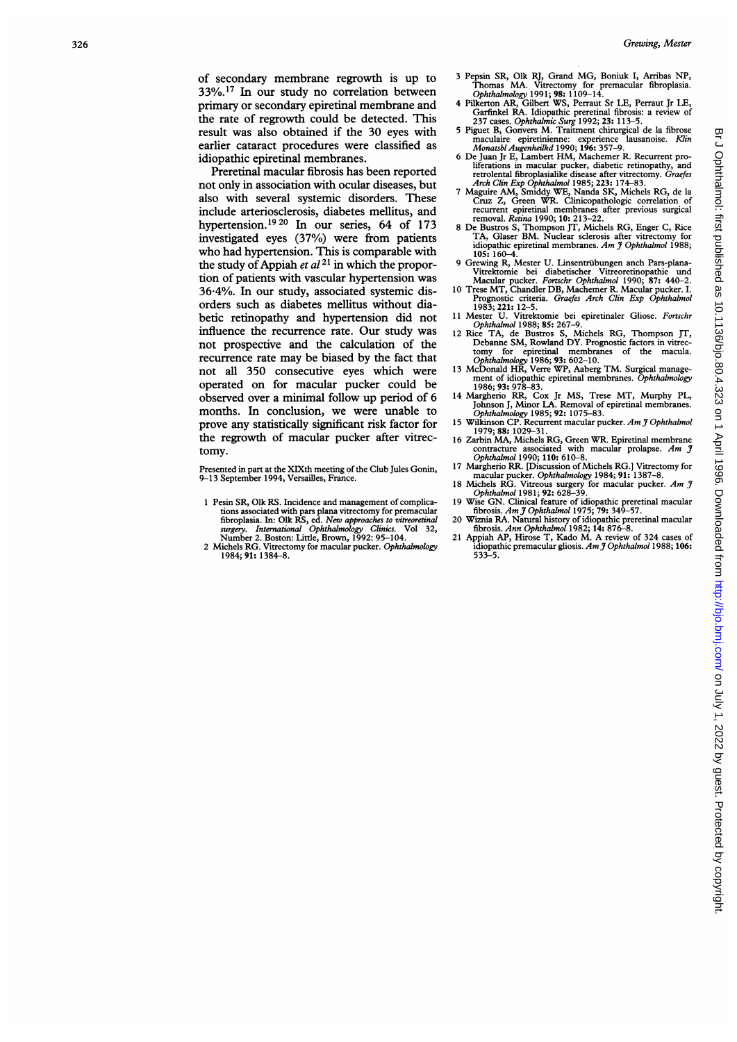of secondary membrane regrowth is up to 33%.[17] In our study no correlation between primary or secondary epiretinal membrane and the rate of regrowth could be detected. This result was also obtained if the 30 eyes with earlier cataract procedures were classified as idiopathic epiretinal membranes.

Preretinal macular fibrosis has been reported not only in association with ocular diseases, but also with several systemic disorders. These include arteriosclerosis, diabetes mellitus, and hypertension.[19 20] In our series, 64 of 173 investigated eyes (37%) were from patients who had hypertension. This is comparable with the study of Appiah *et al*[21] in which the proportion of patients with vascular hypertension was 36·4%. In our study, associated systemic disorders such as diabetes mellitus without diabetic retinopathy and hypertension did not influence the recurrence rate. Our study was not prospective and the calculation of the recurrence rate may be biased by the fact that not all 350 consecutive eyes which were operated on for macular pucker could be observed over a minimal follow up period of 6 months. In conclusion, we were unable to prove any statistically significant risk factor for the regrowth of macular pucker after vitrectomy.

Presented in part at the XIXth meeting of the Club Jules Gonin, 9–13 September 1994, Versailles, France.

1 Pesin SR, Olk RS. Incidence and management of complications associated with pars plana vitrectomy for premacular fibroplasia. In: Olk RS, ed. *New approaches to vitreoretinal surgery. International Ophthalmology Clinics.* Vol 32, Number 2. Boston: Little, Brown, 1992: 95–104.
2 Michels RG. Vitrectomy for macular pucker. *Ophthalmology* 1984; **91:** 1384–8.
3 Pepsin SR, Olk RJ, Grand MG, Boniuk I, Arribas NP, Thomas MA. Vitrectomy for premacular fibroplasia. *Ophthalmology* 1991; **98:** 1109–14.
4 Pilkerton AR, Gilbert WS, Perraut Sr LE, Perraut Jr LE, Garfinkel RA. Idiopathic preretinal fibrosis: a review of 237 cases. *Ophthalmic Surg* 1992; **23:** 113–5.
5 Piguet B, Gonvers M. Traitment chirurgical de la fibrose maculaire epiretinienne: experience lausanoise. *Klin Monatsbl Augenheilkd* 1990; **196:** 357–9.
6 De Juan Jr E, Lambert HM, Machemer R. Recurrent proliferations in macular pucker, diabetic retinopathy, and retrolental fibroplasialike disease after vitrectomy. *Graefes Arch Clin Exp Ophthalmol* 1985; **223:** 174–83.
7 Maguire AM, Smiddy WE, Nanda SK, Michels RG, de la Cruz Z, Green WR. Clinicopathologic correlation of recurrent epiretinal membranes after previous surgical removal. *Retina* 1990; **10:** 213–22.
8 De Bustros S, Thompson JT, Michels RG, Enger C, Rice TA, Glaser BM. Nuclear sclerosis after vitrectomy for idiopathic epiretinal membranes. *Am J Ophthalmol* 1988; **105:** 160–4.
9 Grewing R, Mester U. Linsentrübungen anch Pars-plana-Vitrektomie bei diabetischer Vitreoretinopathie und Macular pucker. *Fortschr Ophthalmol* 1990; **87:** 440–2.
10 Trese MT, Chandler DB, Machemer R. Macular pucker. I. Prognostic criteria. *Graefes Arch Clin Exp Ophthalmol* 1983; **221:** 12–5.
11 Mester U. Vitrektomie bei epiretinaler Gliose. *Fortschr Ophthalmol* 1988; **85:** 267–9.
12 Rice TA, de Bustros S, Michels RG, Thompson JT, Debanne SM, Rowland DY. Prognostic factors in vitrectomy for epiretinal membranes of the macula. *Ophthalmology* 1986; **93:** 602–10.
13 McDonald HR, Verre WP, Aaberg TM. Surgical management of idiopathic epiretinal membranes. *Ophthalmology* 1986; **93:** 978–83.
14 Margherio RR, Cox Jr MS, Trese MT, Murphy PL, Johnson J, Minor LA. Removal of epiretinal membranes. *Ophthalmology* 1985; **92:** 1075–83.
15 Wilkinson CP. Recurrent macular pucker. *Am J Ophthalmol* 1979; **88:** 1029–31.
16 Zarbin MA, Michels RG, Green WR. Epiretinal membrane contracture associated with macular prolapse. *Am J Ophthalmol* 1990; **110:** 610–8.
17 Margherio RR. [Discussion of Michels RG.] Vitrectomy for macular pucker. *Ophthalmology* 1984; **91:** 1387–8.
18 Michels RG. Vitreous surgery for macular pucker. *Am J Ophthalmol* 1981; **92:** 628–39.
19 Wise GN. Clinical feature of idiopathic preretinal macular fibrosis. *Am J Ophthalmol* 1975; **79:** 349–57.
20 Wiznia RA. Natural history of idiopathic preretinal macular fibrosis. *Ann Ophthalmol* 1982; **14:** 876–8.
21 Appiah AP, Hirose T, Kado M. A review of 324 cases of idiopathic premacular gliosis. *Am J Ophthalmol* 1988; **106:** 533–5.